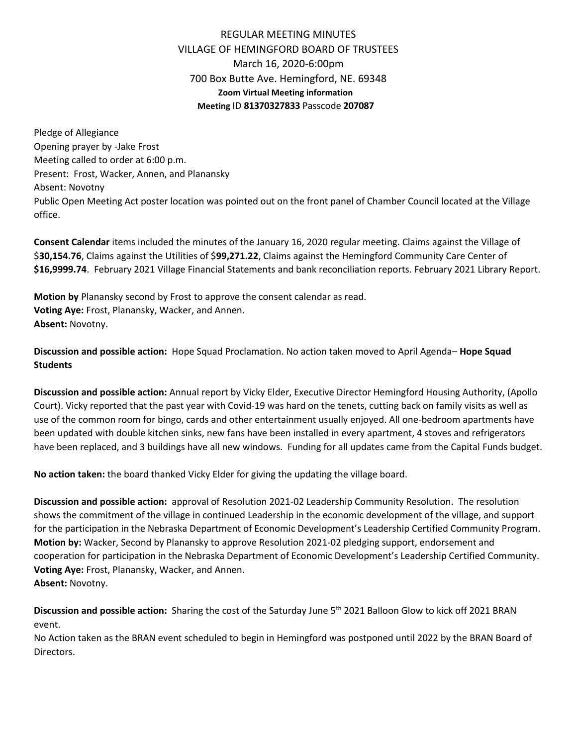# REGULAR MEETING MINUTES
## VILLAGE OF HEMINGFORD BOARD OF TRUSTEES
### March 16, 2020-6:00pm
### 700 Box Butte Ave. Hemingford, NE. 69348
**Zoom Virtual Meeting information**
**Meeting** ID **81370327833** Passcode **207087**

Pledge of Allegiance
Opening prayer by -Jake Frost
Meeting called to order at 6:00 p.m.
Present: Frost, Wacker, Annen, and Planansky
Absent: Novotny
Public Open Meeting Act poster location was pointed out on the front panel of Chamber Council located at the Village office.

**Consent Calendar** items included the minutes of the January 16, 2020 regular meeting. Claims against the Village of $**30,154.76**, Claims against the Utilities of $**99,271.22**, Claims against the Hemingford Community Care Center of **$16,9999.74**. February 2021 Village Financial Statements and bank reconciliation reports. February 2021 Library Report.

**Motion by** Planansky second by Frost to approve the consent calendar as read.
**Voting Aye:** Frost, Planansky, Wacker, and Annen.
**Absent:** Novotny.

**Discussion and possible action:** Hope Squad Proclamation. No action taken moved to April Agenda– **Hope Squad Students**

**Discussion and possible action:** Annual report by Vicky Elder, Executive Director Hemingford Housing Authority, (Apollo Court). Vicky reported that the past year with Covid-19 was hard on the tenets, cutting back on family visits as well as use of the common room for bingo, cards and other entertainment usually enjoyed. All one-bedroom apartments have been updated with double kitchen sinks, new fans have been installed in every apartment, 4 stoves and refrigerators have been replaced, and 3 buildings have all new windows. Funding for all updates came from the Capital Funds budget.

**No action taken:** the board thanked Vicky Elder for giving the updating the village board.

**Discussion and possible action:** approval of Resolution 2021-02 Leadership Community Resolution. The resolution shows the commitment of the village in continued Leadership in the economic development of the village, and support for the participation in the Nebraska Department of Economic Development's Leadership Certified Community Program.
**Motion by:** Wacker, Second by Planansky to approve Resolution 2021-02 pledging support, endorsement and cooperation for participation in the Nebraska Department of Economic Development's Leadership Certified Community.
**Voting Aye:** Frost, Planansky, Wacker, and Annen.
**Absent:** Novotny.

**Discussion and possible action:** Sharing the cost of the Saturday June 5th 2021 Balloon Glow to kick off 2021 BRAN event.
No Action taken as the BRAN event scheduled to begin in Hemingford was postponed until 2022 by the BRAN Board of Directors.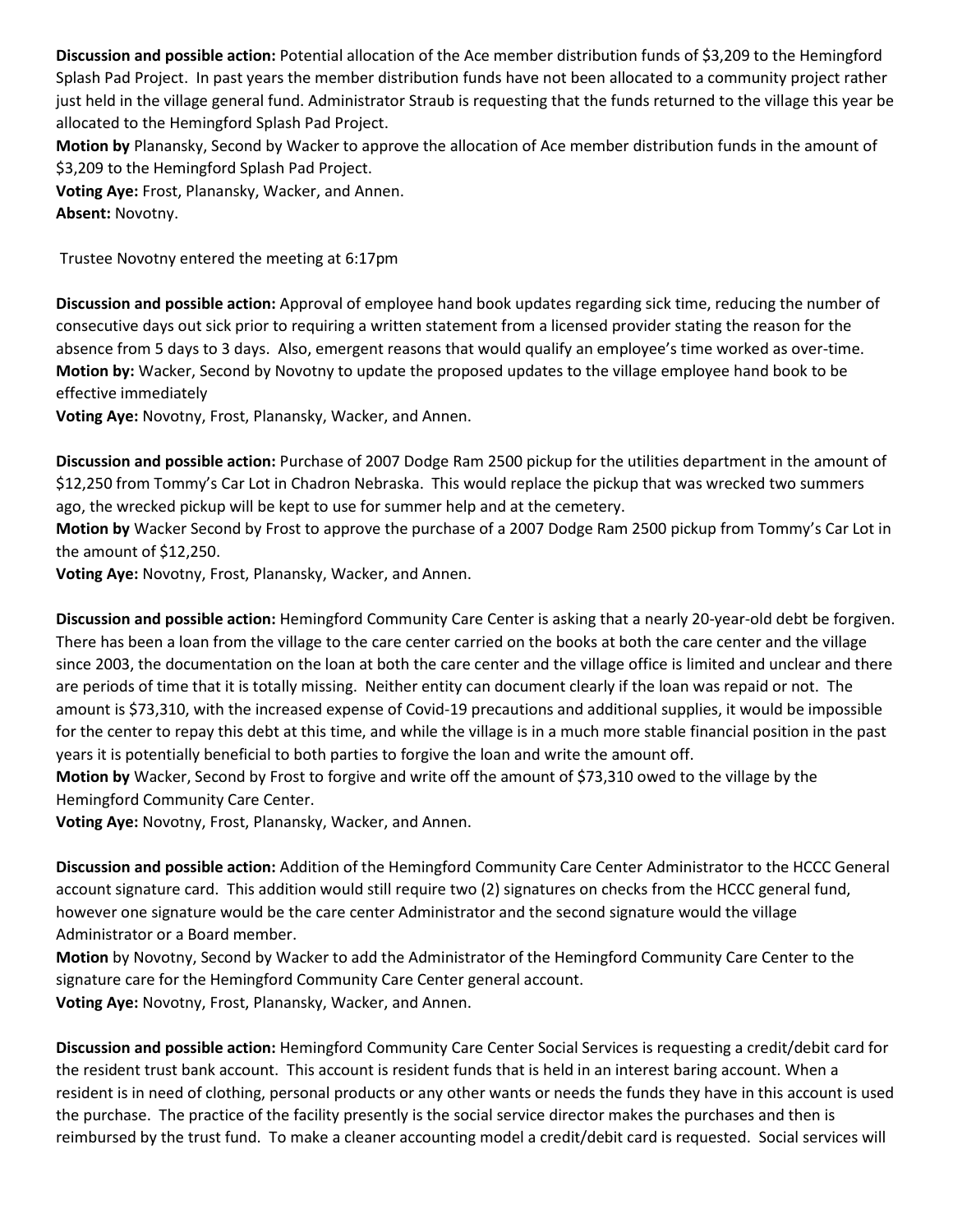**Discussion and possible action:** Potential allocation of the Ace member distribution funds of $3,209 to the Hemingford Splash Pad Project. In past years the member distribution funds have not been allocated to a community project rather just held in the village general fund. Administrator Straub is requesting that the funds returned to the village this year be allocated to the Hemingford Splash Pad Project.

**Motion by** Planansky, Second by Wacker to approve the allocation of Ace member distribution funds in the amount of $3,209 to the Hemingford Splash Pad Project.

**Voting Aye:** Frost, Planansky, Wacker, and Annen.

**Absent:** Novotny.

Trustee Novotny entered the meeting at 6:17pm

**Discussion and possible action:** Approval of employee hand book updates regarding sick time, reducing the number of consecutive days out sick prior to requiring a written statement from a licensed provider stating the reason for the absence from 5 days to 3 days. Also, emergent reasons that would qualify an employee's time worked as over-time.

**Motion by:** Wacker, Second by Novotny to update the proposed updates to the village employee hand book to be effective immediately

**Voting Aye:** Novotny, Frost, Planansky, Wacker, and Annen.

**Discussion and possible action:** Purchase of 2007 Dodge Ram 2500 pickup for the utilities department in the amount of $12,250 from Tommy's Car Lot in Chadron Nebraska. This would replace the pickup that was wrecked two summers ago, the wrecked pickup will be kept to use for summer help and at the cemetery.

**Motion by** Wacker Second by Frost to approve the purchase of a 2007 Dodge Ram 2500 pickup from Tommy's Car Lot in the amount of $12,250.

**Voting Aye:** Novotny, Frost, Planansky, Wacker, and Annen.

**Discussion and possible action:** Hemingford Community Care Center is asking that a nearly 20-year-old debt be forgiven. There has been a loan from the village to the care center carried on the books at both the care center and the village since 2003, the documentation on the loan at both the care center and the village office is limited and unclear and there are periods of time that it is totally missing. Neither entity can document clearly if the loan was repaid or not. The amount is $73,310, with the increased expense of Covid-19 precautions and additional supplies, it would be impossible for the center to repay this debt at this time, and while the village is in a much more stable financial position in the past years it is potentially beneficial to both parties to forgive the loan and write the amount off.

**Motion by** Wacker, Second by Frost to forgive and write off the amount of $73,310 owed to the village by the Hemingford Community Care Center.

**Voting Aye:** Novotny, Frost, Planansky, Wacker, and Annen.

**Discussion and possible action:** Addition of the Hemingford Community Care Center Administrator to the HCCC General account signature card. This addition would still require two (2) signatures on checks from the HCCC general fund, however one signature would be the care center Administrator and the second signature would the village Administrator or a Board member.

**Motion** by Novotny, Second by Wacker to add the Administrator of the Hemingford Community Care Center to the signature care for the Hemingford Community Care Center general account.

**Voting Aye:** Novotny, Frost, Planansky, Wacker, and Annen.

**Discussion and possible action:** Hemingford Community Care Center Social Services is requesting a credit/debit card for the resident trust bank account. This account is resident funds that is held in an interest baring account. When a resident is in need of clothing, personal products or any other wants or needs the funds they have in this account is used the purchase. The practice of the facility presently is the social service director makes the purchases and then is reimbursed by the trust fund. To make a cleaner accounting model a credit/debit card is requested. Social services will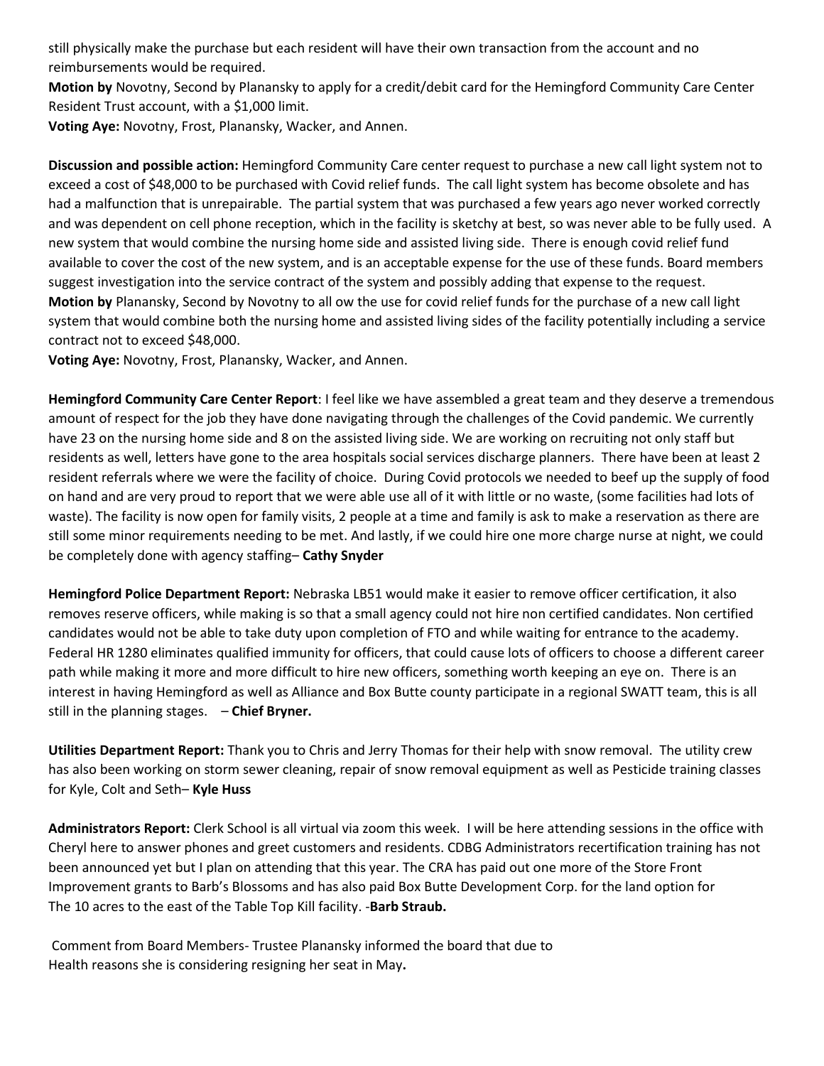still physically make the purchase but each resident will have their own transaction from the account and no reimbursements would be required.

**Motion by** Novotny, Second by Planansky to apply for a credit/debit card for the Hemingford Community Care Center Resident Trust account, with a $1,000 limit.

**Voting Aye:** Novotny, Frost, Planansky, Wacker, and Annen.

**Discussion and possible action:** Hemingford Community Care center request to purchase a new call light system not to exceed a cost of $48,000 to be purchased with Covid relief funds. The call light system has become obsolete and has had a malfunction that is unrepairable. The partial system that was purchased a few years ago never worked correctly and was dependent on cell phone reception, which in the facility is sketchy at best, so was never able to be fully used. A new system that would combine the nursing home side and assisted living side. There is enough covid relief fund available to cover the cost of the new system, and is an acceptable expense for the use of these funds. Board members suggest investigation into the service contract of the system and possibly adding that expense to the request.

**Motion by** Planansky, Second by Novotny to all ow the use for covid relief funds for the purchase of a new call light system that would combine both the nursing home and assisted living sides of the facility potentially including a service contract not to exceed $48,000.

**Voting Aye:** Novotny, Frost, Planansky, Wacker, and Annen.

**Hemingford Community Care Center Report**: I feel like we have assembled a great team and they deserve a tremendous amount of respect for the job they have done navigating through the challenges of the Covid pandemic. We currently have 23 on the nursing home side and 8 on the assisted living side. We are working on recruiting not only staff but residents as well, letters have gone to the area hospitals social services discharge planners. There have been at least 2 resident referrals where we were the facility of choice. During Covid protocols we needed to beef up the supply of food on hand and are very proud to report that we were able use all of it with little or no waste, (some facilities had lots of waste). The facility is now open for family visits, 2 people at a time and family is ask to make a reservation as there are still some minor requirements needing to be met. And lastly, if we could hire one more charge nurse at night, we could be completely done with agency staffing– **Cathy Snyder**

**Hemingford Police Department Report:** Nebraska LB51 would make it easier to remove officer certification, it also removes reserve officers, while making is so that a small agency could not hire non certified candidates. Non certified candidates would not be able to take duty upon completion of FTO and while waiting for entrance to the academy. Federal HR 1280 eliminates qualified immunity for officers, that could cause lots of officers to choose a different career path while making it more and more difficult to hire new officers, something worth keeping an eye on. There is an interest in having Hemingford as well as Alliance and Box Butte county participate in a regional SWATT team, this is all still in the planning stages. – **Chief Bryner.**

**Utilities Department Report:** Thank you to Chris and Jerry Thomas for their help with snow removal. The utility crew has also been working on storm sewer cleaning, repair of snow removal equipment as well as Pesticide training classes for Kyle, Colt and Seth– **Kyle Huss**

**Administrators Report:** Clerk School is all virtual via zoom this week. I will be here attending sessions in the office with Cheryl here to answer phones and greet customers and residents. CDBG Administrators recertification training has not been announced yet but I plan on attending that this year. The CRA has paid out one more of the Store Front Improvement grants to Barb's Blossoms and has also paid Box Butte Development Corp. for the land option for The 10 acres to the east of the Table Top Kill facility. -**Barb Straub.**

Comment from Board Members- Trustee Planansky informed the board that due to Health reasons she is considering resigning her seat in May**.**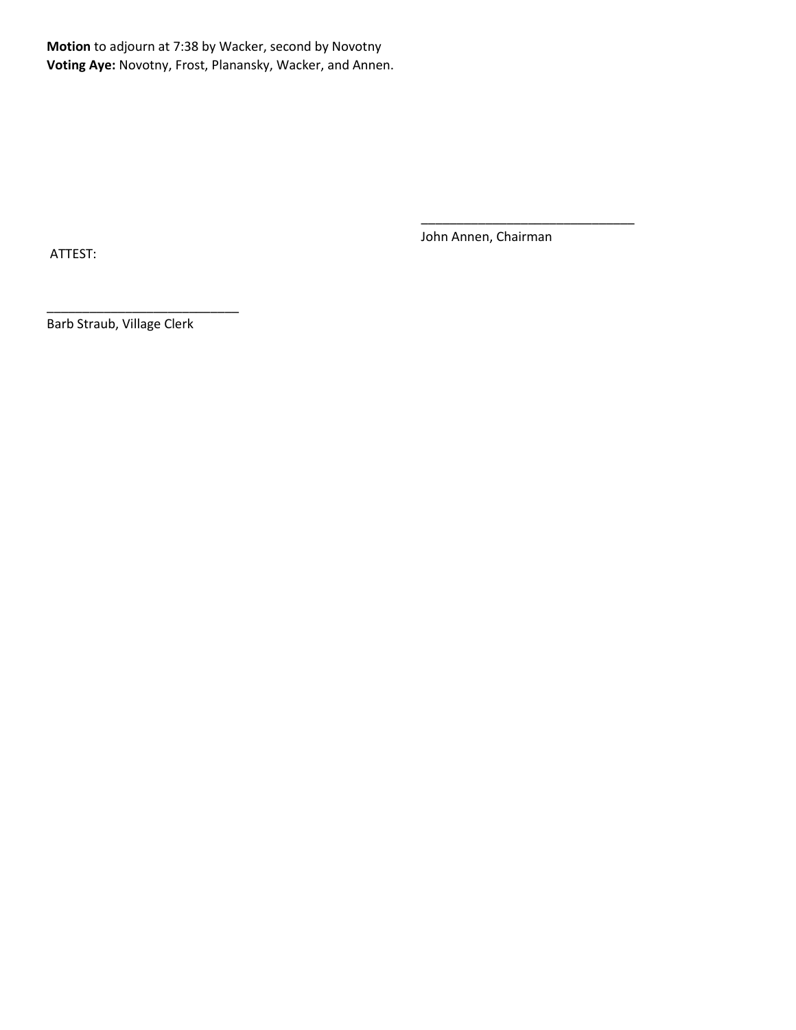**Motion** to adjourn at 7:38 by Wacker, second by Novotny
**Voting Aye:** Novotny, Frost, Planansky, Wacker, and Annen.

\_\_\_\_\_\_\_\_\_\_\_\_\_\_\_\_\_\_\_\_\_\_\_\_\_\_\_\_\_\_
John Annen, Chairman

ATTEST:

\_\_\_\_\_\_\_\_\_\_\_\_\_\_\_\_\_\_\_\_\_\_\_\_\_\_\_
Barb Straub, Village Clerk